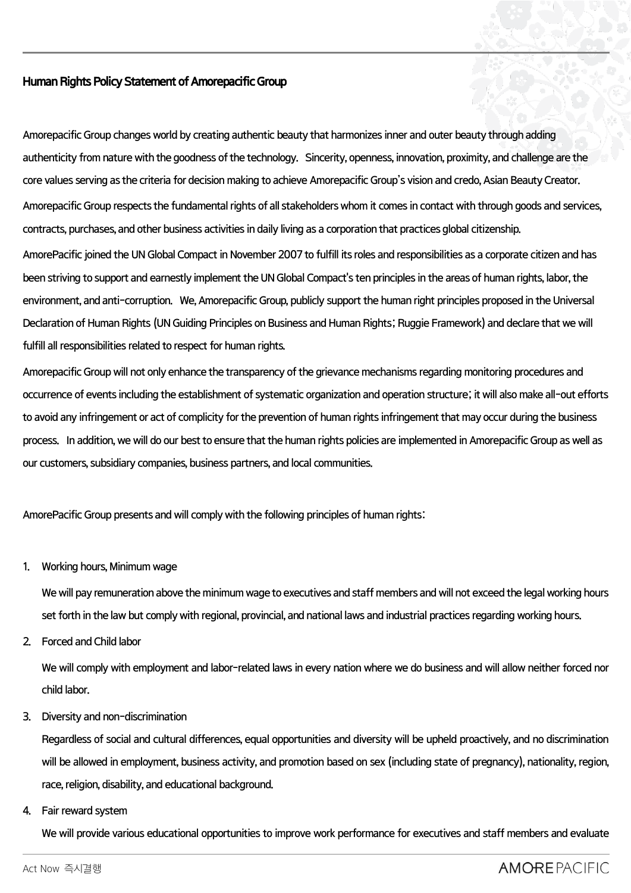## Human Rights Policy Statement of Amorepacific Group

Amorepacific Group changes world by creating authentic beauty that harmonizes inner and outer beauty through adding authenticity from nature with the goodness of the technology. Sincerity, openness, innovation, proximity, and challenge are the core values serving as the criteria for decision making to achieve Amorepacific Group's vision and credo, Asian Beauty Creator.

Amorepacific Group respects the fundamental rights of all stakeholders whom it comes in contact with through goods and services, contracts, purchases, and other business activities in daily living as a corporation that practices global citizenship.

AmorePacific joined the UN Global Compact in November 2007 to fulfill its roles and responsibilities as a corporate citizen and has been striving to support and earnestly implement the UN Global Compact's ten principles in the areas of human rights, labor, the environment, and anti-corruption. We, Amorepacific Group, publicly support the human right principles proposed in the Universal Declaration of Human Rights (UN Guiding Principles on Business and Human Rights; Ruggie Framework) and declare that we will fulfill all responsibilities related to respect for human rights.

Amorepacific Group will not only enhance the transparency of the grievance mechanisms regarding monitoring procedures and occurrence of events including the establishment of systematic organization and operation structure; it will also make all-out efforts to avoid any infringement or act of complicity for the prevention of human rights infringement that may occur during the business process. In addition, we will do our best to ensure that the human rights policies are implemented in Amorepacific Group as well as our customers, subsidiary companies, business partners, and local communities.

AmorePacific Group presents and will comply with the following principles of human rights:

1. Working hours, Minimum wage

   We will pay remuneration above the minimum wage to executives and staff members and will not exceed the legal working hours set forth in the law but comply with regional, provincial, and national laws and industrial practices regarding working hours.

2. Forced and Child labor

   We will comply with employment and labor-related laws in every nation where we do business and will allow neither forced nor child labor.

3. Diversity and non-discrimination

   Regardless of social and cultural differences, equal opportunities and diversity will be upheld proactively, and no discrimination will be allowed in employment, business activity, and promotion based on sex (including state of pregnancy), nationality, region, race, religion, disability, and educational background.

4. Fair reward system

   We will provide various educational opportunities to improve work performance for executives and staff members and evaluate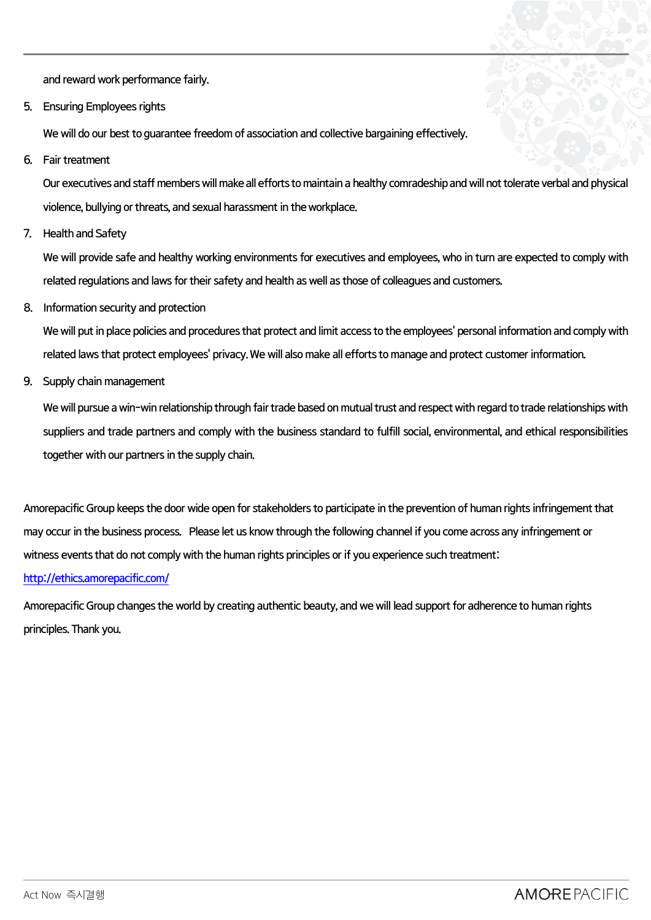and reward work performance fairly.

5. Ensuring Employees rights

   We will do our best to guarantee freedom of association and collective bargaining effectively.

6. Fair treatment

   Our executives and staff members will make all efforts to maintain a healthy comradeship and will not tolerate verbal and physical violence, bullying or threats, and sexual harassment in the workplace.

7. Health and Safety

   We will provide safe and healthy working environments for executives and employees, who in turn are expected to comply with related regulations and laws for their safety and health as well as those of colleagues and customers.

8. Information security and protection

   We will put in place policies and procedures that protect and limit access to the employees' personal information and comply with related laws that protect employees' privacy. We will also make all efforts to manage and protect customer information.

9. Supply chain management

   We will pursue a win-win relationship through fair trade based on mutual trust and respect with regard to trade relationships with suppliers and trade partners and comply with the business standard to fulfill social, environmental, and ethical responsibilities together with our partners in the supply chain.

Amorepacific Group keeps the door wide open for stakeholders to participate in the prevention of human rights infringement that may occur in the business process. Please let us know through the following channel if you come across any infringement or witness events that do not comply with the human rights principles or if you experience such treatment:

http://ethics.amorepacific.com/

Amorepacific Group changes the world by creating authentic beauty, and we will lead support for adherence to human rights principles. Thank you.